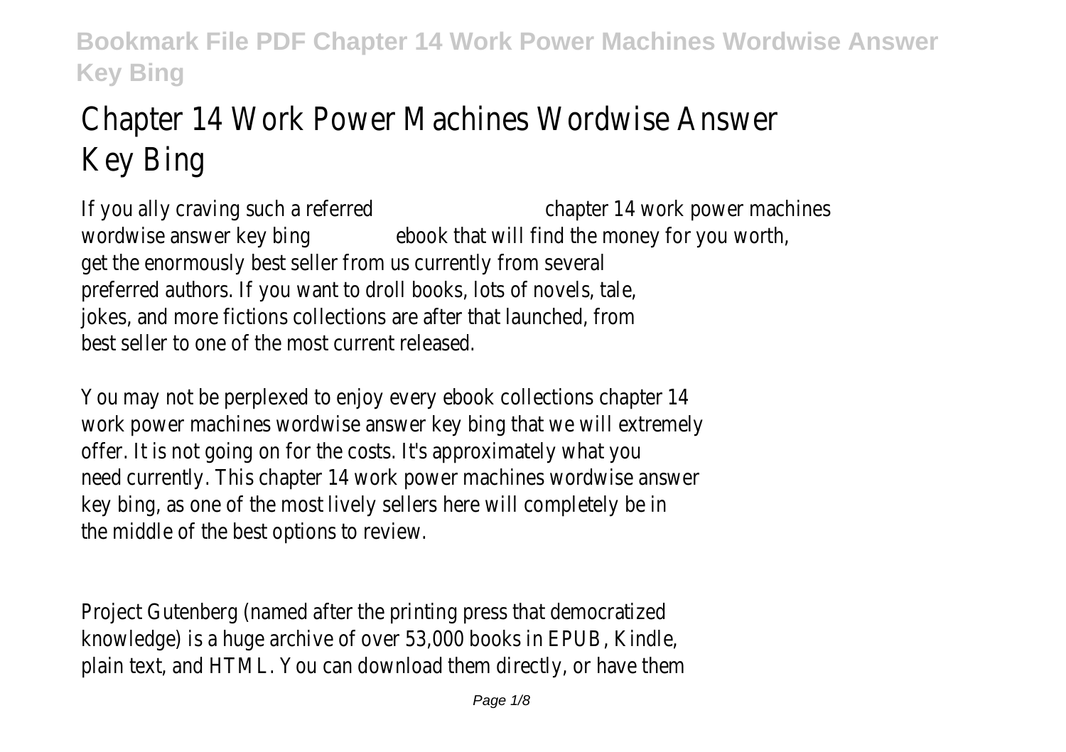# Chapter 14 Work Power Machines Wordwise Answer Key Bing

If you ally craving such a referred chapter 14 work power machines wordwise answer key bing ebook that will find the money for you worth, get the enormously best seller from us currently from several preferred authors. If you want to droll books, lots of novels, tale, jokes, and more fictions collections are after that launched, from best seller to one of the most current released.

You may not be perplexed to enjoy every ebook collections chapter 14 work power machines wordwise answer key bing that we will extremely offer. It is not going on for the costs. It's approximately what you need currently. This chapter 14 work power machines wordwise answer key bing, as one of the most lively sellers here will completely be in the middle of the best options to review.

Project Gutenberg (named after the printing press that democratized knowledge) is a huge archive of over 53,000 books in EPUB, Kindle, plain text, and HTML. You can download them directly, or have them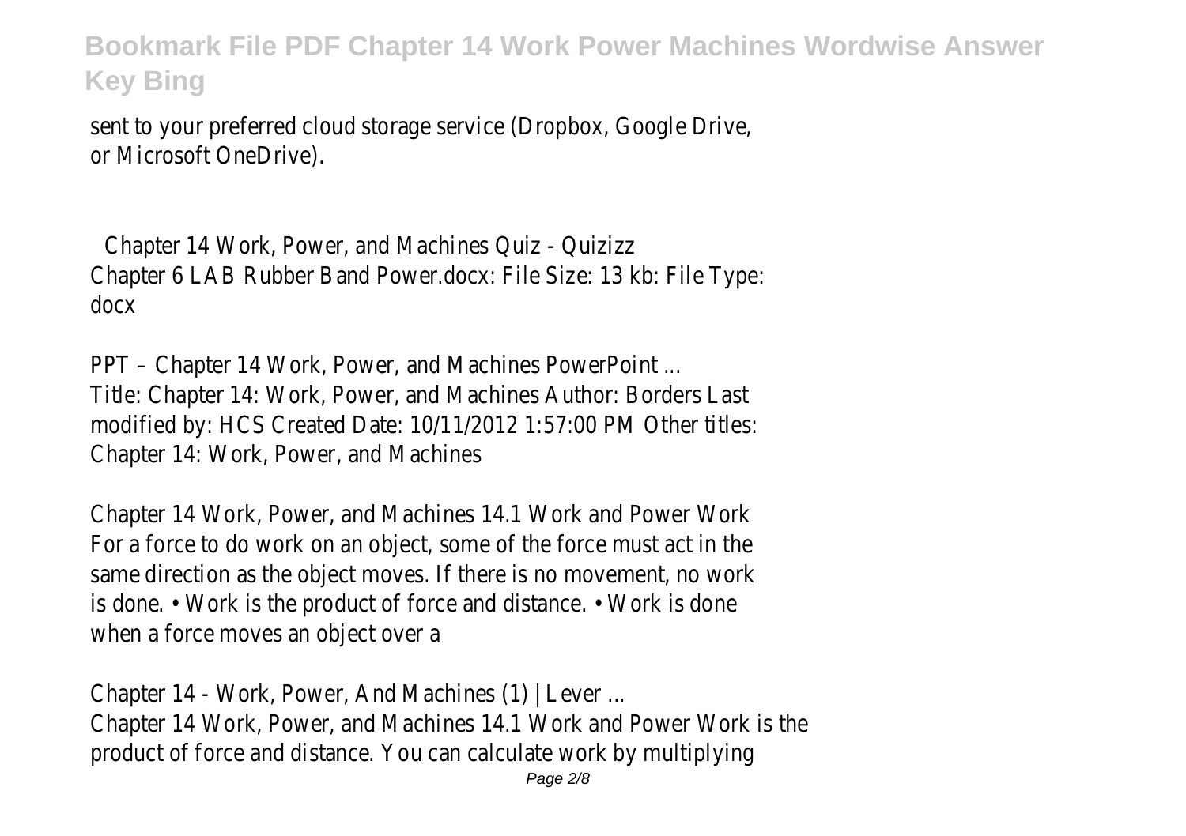sent to your preferred cloud storage service (Dropbox, Google Drive, or Microsoft OneDrive).

Chapter 14 Work, Power, and Machines Quiz - Quizizz
Chapter 6 LAB Rubber Band Power.docx: File Size: 13 kb: File Type: docx

PPT – Chapter 14 Work, Power, and Machines PowerPoint ...
Title: Chapter 14: Work, Power, and Machines Author: Borders Last modified by: HCS Created Date: 10/11/2012 1:57:00 PM Other titles: Chapter 14: Work, Power, and Machines

Chapter 14 Work, Power, and Machines 14.1 Work and Power Work
For a force to do work on an object, some of the force must act in the same direction as the object moves. If there is no movement, no work is done. • Work is the product of force and distance. • Work is done when a force moves an object over a

Chapter 14 - Work, Power, And Machines (1) | Lever ...
Chapter 14 Work, Power, and Machines 14.1 Work and Power Work is the product of force and distance. You can calculate work by multiplying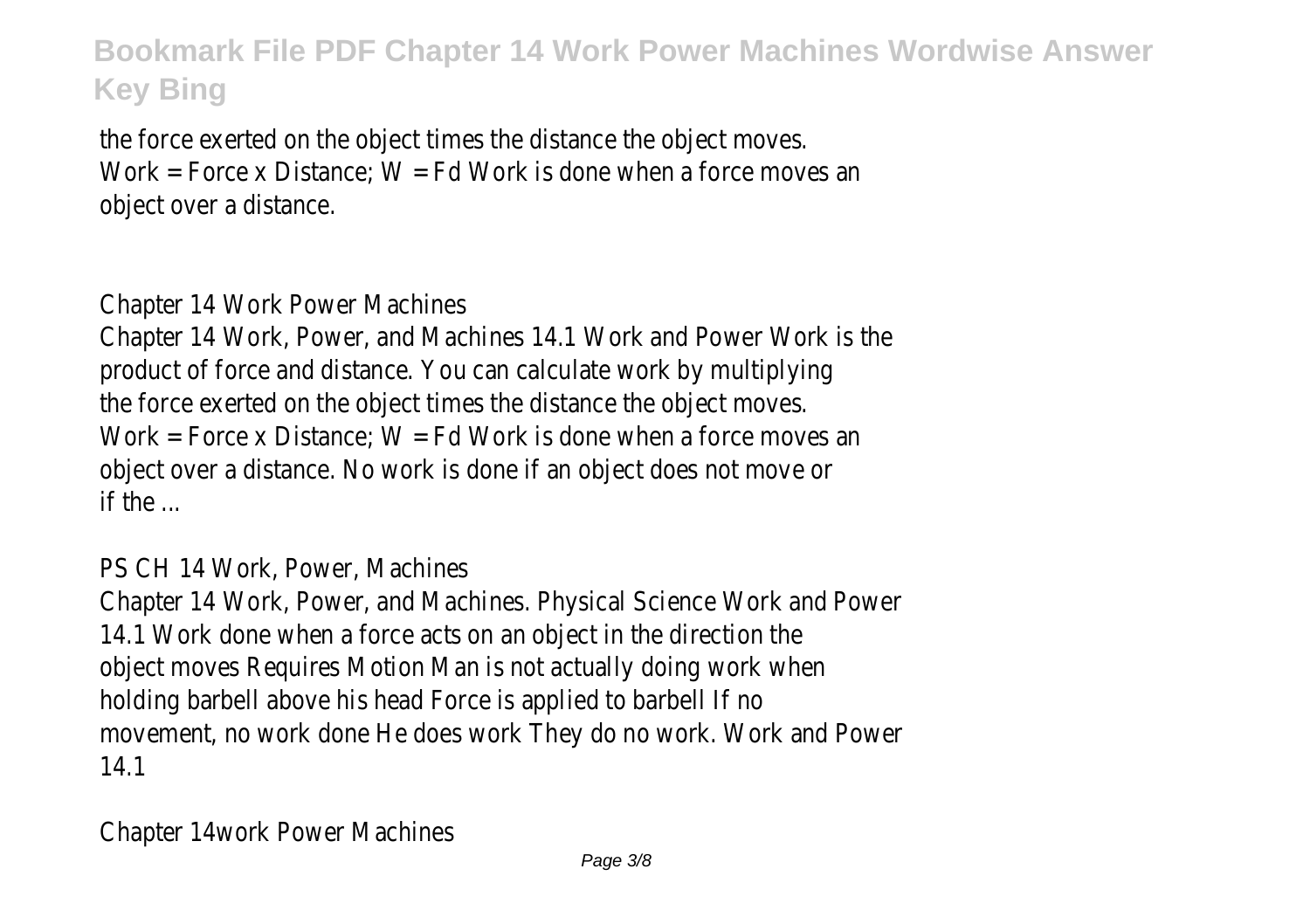the force exerted on the object times the distance the object moves. Work = Force x Distance; W = Fd Work is done when a force moves an object over a distance.

## Chapter 14 Work Power Machines

Chapter 14 Work, Power, and Machines 14.1 Work and Power Work is the product of force and distance. You can calculate work by multiplying the force exerted on the object times the distance the object moves. Work = Force x Distance; W = Fd Work is done when a force moves an object over a distance. No work is done if an object does not move or if the ...

## PS CH 14 Work, Power, Machines

Chapter 14 Work, Power, and Machines. Physical Science Work and Power 14.1 Work done when a force acts on an object in the direction the object moves Requires Motion Man is not actually doing work when holding barbell above his head Force is applied to barbell If no movement, no work done He does work They do no work. Work and Power 14.1

## Chapter 14work Power Machines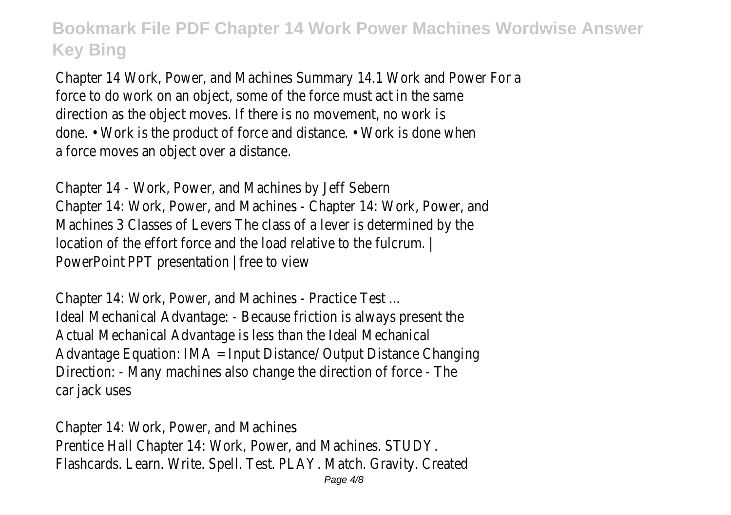Chapter 14 Work, Power, and Machines Summary 14.1 Work and Power For a force to do work on an object, some of the force must act in the same direction as the object moves. If there is no movement, no work is done. • Work is the product of force and distance. • Work is done when a force moves an object over a distance.

Chapter 14 - Work, Power, and Machines by Jeff Sebern
Chapter 14: Work, Power, and Machines - Chapter 14: Work, Power, and Machines 3 Classes of Levers The class of a lever is determined by the location of the effort force and the load relative to the fulcrum. | PowerPoint PPT presentation | free to view

Chapter 14: Work, Power, and Machines - Practice Test ...
Ideal Mechanical Advantage: - Because friction is always present the Actual Mechanical Advantage is less than the Ideal Mechanical Advantage Equation: IMA = Input Distance/ Output Distance Changing Direction: - Many machines also change the direction of force - The car jack uses

Chapter 14: Work, Power, and Machines
Prentice Hall Chapter 14: Work, Power, and Machines. STUDY. Flashcards. Learn. Write. Spell. Test. PLAY. Match. Gravity. Created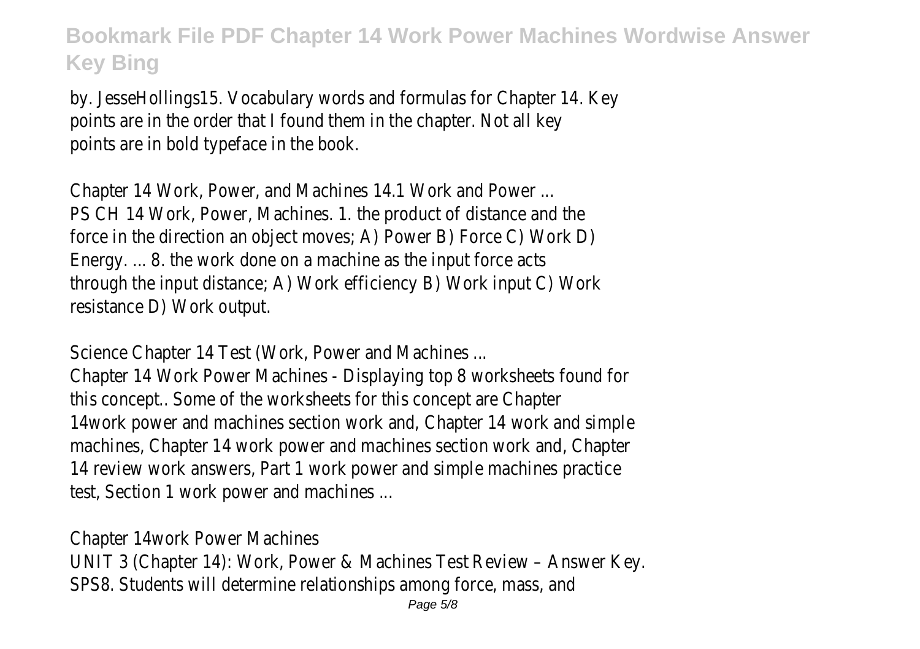by. JesseHollings15. Vocabulary words and formulas for Chapter 14. Key points are in the order that I found them in the chapter. Not all key points are in bold typeface in the book.

Chapter 14 Work, Power, and Machines 14.1 Work and Power ...
PS CH 14 Work, Power, Machines. 1. the product of distance and the force in the direction an object moves; A) Power B) Force C) Work D) Energy. ... 8. the work done on a machine as the input force acts through the input distance; A) Work efficiency B) Work input C) Work resistance D) Work output.

Science Chapter 14 Test (Work, Power and Machines ...
Chapter 14 Work Power Machines - Displaying top 8 worksheets found for this concept.. Some of the worksheets for this concept are Chapter 14work power and machines section work and, Chapter 14 work and simple machines, Chapter 14 work power and machines section work and, Chapter 14 review work answers, Part 1 work power and simple machines practice test, Section 1 work power and machines ...

Chapter 14work Power Machines
UNIT 3 (Chapter 14): Work, Power & Machines Test Review – Answer Key. SPS8. Students will determine relationships among force, mass, and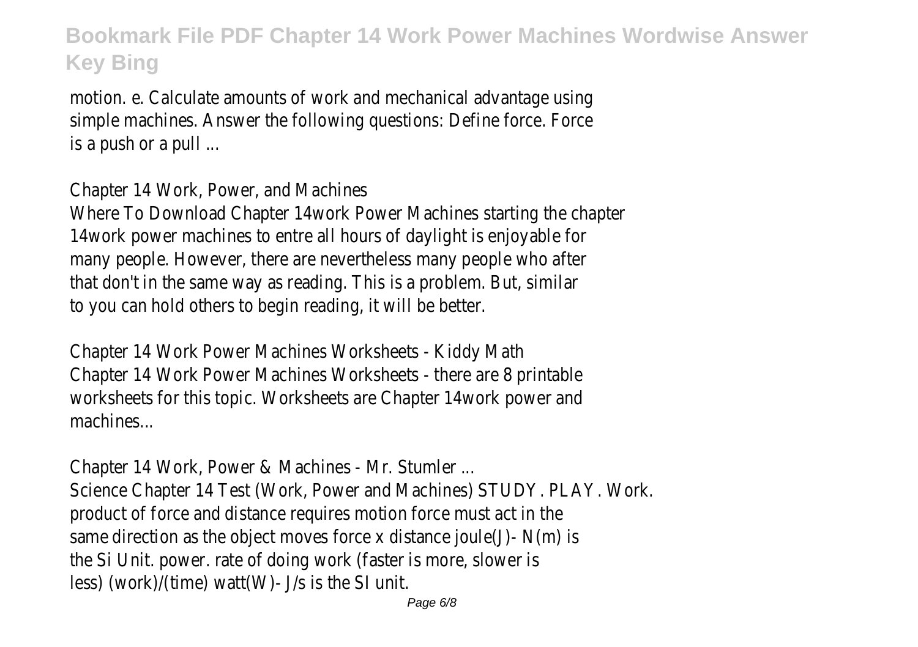motion. e. Calculate amounts of work and mechanical advantage using simple machines. Answer the following questions: Define force. Force is a push or a pull ...

Chapter 14 Work, Power, and Machines

Where To Download Chapter 14work Power Machines starting the chapter 14work power machines to entre all hours of daylight is enjoyable for many people. However, there are nevertheless many people who after that don't in the same way as reading. This is a problem. But, similar to you can hold others to begin reading, it will be better.

Chapter 14 Work Power Machines Worksheets - Kiddy Math

Chapter 14 Work Power Machines Worksheets - there are 8 printable worksheets for this topic. Worksheets are Chapter 14work power and machines...

Chapter 14 Work, Power & Machines - Mr. Stumler ...

Science Chapter 14 Test (Work, Power and Machines) STUDY. PLAY. Work. product of force and distance requires motion force must act in the same direction as the object moves force x distance joule(J)- N(m) is the Si Unit. power. rate of doing work (faster is more, slower is less) (work)/(time) watt(W)- J/s is the SI unit.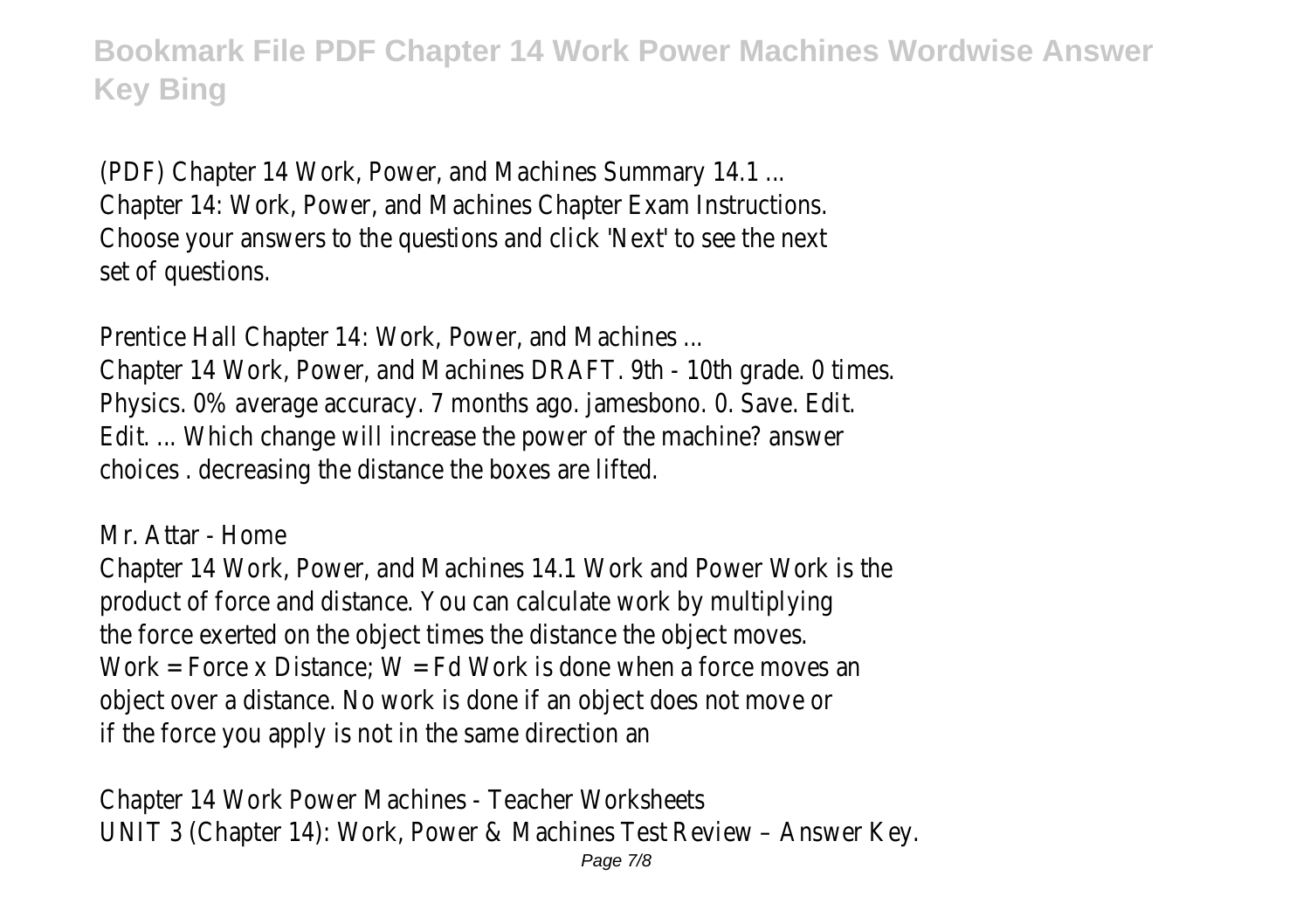(PDF) Chapter 14 Work, Power, and Machines Summary 14.1 ...
Chapter 14: Work, Power, and Machines Chapter Exam Instructions. Choose your answers to the questions and click 'Next' to see the next set of questions.

Prentice Hall Chapter 14: Work, Power, and Machines ...
Chapter 14 Work, Power, and Machines DRAFT. 9th - 10th grade. 0 times. Physics. 0% average accuracy. 7 months ago. jamesbono. 0. Save. Edit. Edit. ... Which change will increase the power of the machine? answer choices . decreasing the distance the boxes are lifted.

Mr. Attar - Home
Chapter 14 Work, Power, and Machines 14.1 Work and Power Work is the product of force and distance. You can calculate work by multiplying the force exerted on the object times the distance the object moves. Work = Force x Distance; $W = Fd$ Work is done when a force moves an object over a distance. No work is done if an object does not move or if the force you apply is not in the same direction an

Chapter 14 Work Power Machines - Teacher Worksheets
UNIT 3 (Chapter 14): Work, Power & Machines Test Review – Answer Key.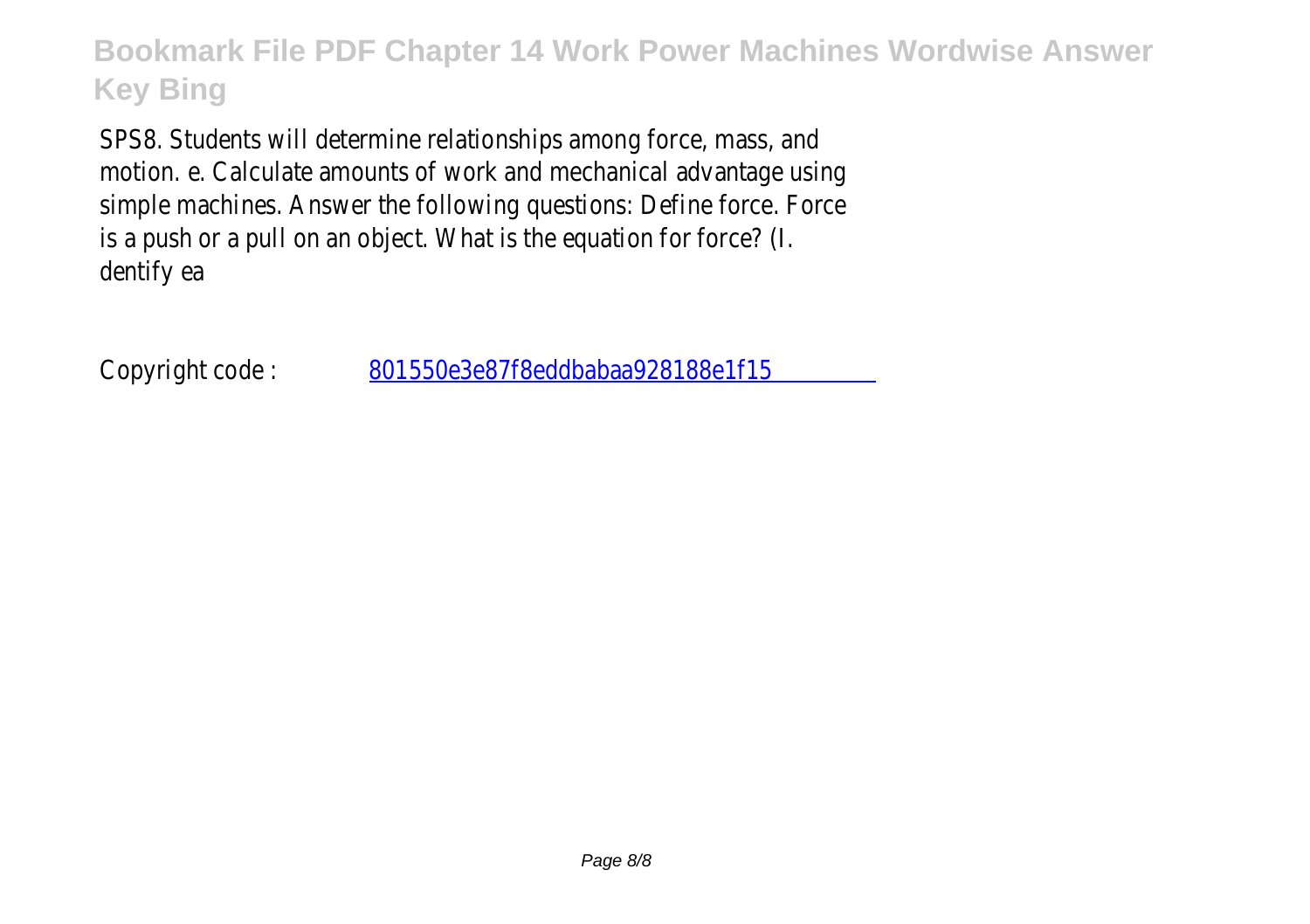SPS8. Students will determine relationships among force, mass, and motion. e. Calculate amounts of work and mechanical advantage using simple machines. Answer the following questions: Define force. Force is a push or a pull on an object. What is the equation for force? (I. dentify ea

Copyright code : 801550e3e87f8eddbabaa928188e1f15